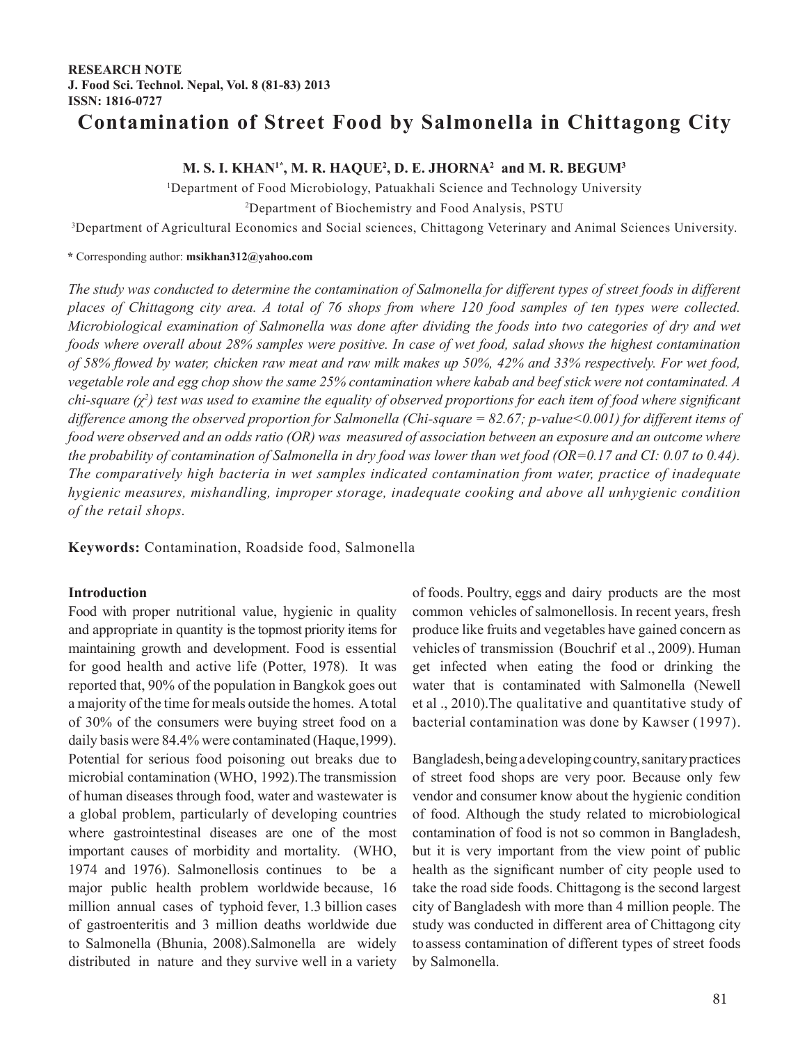**RESEARCH NOTE**
**J. Food Sci. Technol. Nepal, Vol. 8 (81-83) 2013**
**ISSN: 1816-0727**

# Contamination of Street Food by Salmonella in Chittagong City

**M. S. I. KHAN[1*], M. R. HAQUE[2], D. E. JHORNA[2] and M. R. BEGUM[3]**

[1]Department of Food Microbiology, Patuakhali Science and Technology University

[2]Department of Biochemistry and Food Analysis, PSTU

[3]Department of Agricultural Economics and Social sciences, Chittagong Veterinary and Animal Sciences University.

**\*** Corresponding author: **msikhan312@yahoo.com**

*The study was conducted to determine the contamination of Salmonella for different types of street foods in different places of Chittagong city area. A total of 76 shops from where 120 food samples of ten types were collected. Microbiological examination of Salmonella was done after dividing the foods into two categories of dry and wet foods where overall about 28% samples were positive. In case of wet food, salad shows the highest contamination of 58% flowed by water, chicken raw meat and raw milk makes up 50%, 42% and 33% respectively. For wet food, vegetable role and egg chop show the same 25% contamination where kabab and beef stick were not contaminated. A chi-square ($\chi^2$) test was used to examine the equality of observed proportions for each item of food where significant difference among the observed proportion for Salmonella (Chi-square = 82.67; p-value<0.001) for different items of food were observed and an odds ratio (OR) was measured of association between an exposure and an outcome where the probability of contamination of Salmonella in dry food was lower than wet food (OR=0.17 and CI: 0.07 to 0.44). The comparatively high bacteria in wet samples indicated contamination from water, practice of inadequate hygienic measures, mishandling, improper storage, inadequate cooking and above all unhygienic condition of the retail shops.*

**Keywords:** Contamination, Roadside food, Salmonella

## Introduction

Food with proper nutritional value, hygienic in quality and appropriate in quantity is the topmost priority items for maintaining growth and development. Food is essential for good health and active life (Potter, 1978). It was reported that, 90% of the population in Bangkok goes out a majority of the time for meals outside the homes. A total of 30% of the consumers were buying street food on a daily basis were 84.4% were contaminated (Haque,1999). Potential for serious food poisoning out breaks due to microbial contamination (WHO, 1992).The transmission of human diseases through food, water and wastewater is a global problem, particularly of developing countries where gastrointestinal diseases are one of the most important causes of morbidity and mortality. (WHO, 1974 and 1976). Salmonellosis continues to be a major public health problem worldwide because, 16 million annual cases of typhoid fever, 1.3 billion cases of gastroenteritis and 3 million deaths worldwide due to Salmonella (Bhunia, 2008).Salmonella are widely distributed in nature and they survive well in a variety of foods. Poultry, eggs and dairy products are the most common vehicles of salmonellosis. In recent years, fresh produce like fruits and vegetables have gained concern as vehicles of transmission (Bouchrif et al ., 2009). Human get infected when eating the food or drinking the water that is contaminated with Salmonella (Newell et al ., 2010).The qualitative and quantitative study of bacterial contamination was done by Kawser (1997).

Bangladesh, being a developing country, sanitary practices of street food shops are very poor. Because only few vendor and consumer know about the hygienic condition of food. Although the study related to microbiological contamination of food is not so common in Bangladesh, but it is very important from the view point of public health as the significant number of city people used to take the road side foods. Chittagong is the second largest city of Bangladesh with more than 4 million people. The study was conducted in different area of Chittagong city to assess contamination of different types of street foods by Salmonella.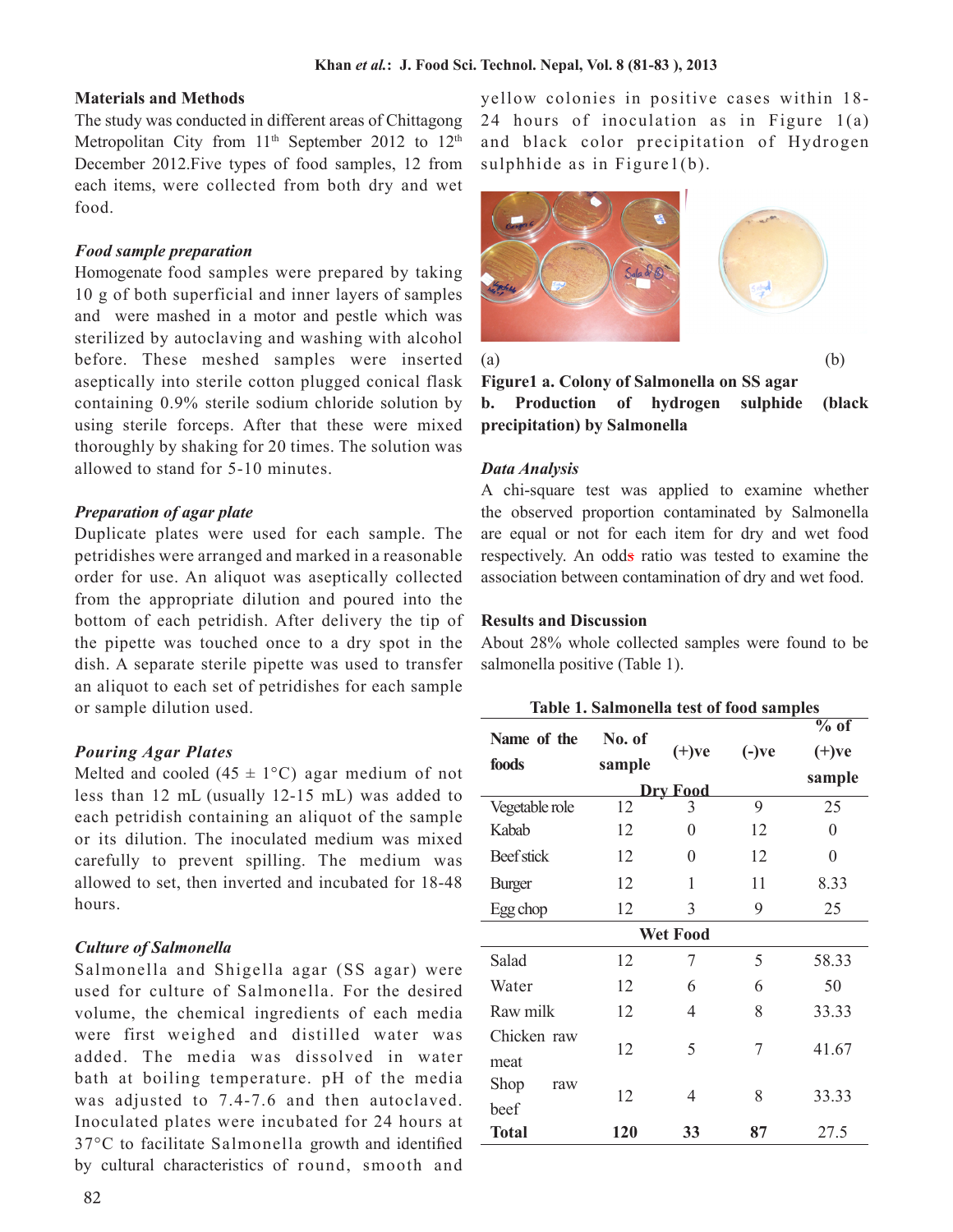## Materials and Methods

The study was conducted in different areas of Chittagong Metropolitan City from 11th September 2012 to 12th December 2012.Five types of food samples, 12 from each items, were collected from both dry and wet food.

### *Food sample preparation*

Homogenate food samples were prepared by taking 10 g of both superficial and inner layers of samples and were mashed in a motor and pestle which was sterilized by autoclaving and washing with alcohol before. These meshed samples were inserted aseptically into sterile cotton plugged conical flask containing 0.9% sterile sodium chloride solution by using sterile forceps. After that these were mixed thoroughly by shaking for 20 times. The solution was allowed to stand for 5-10 minutes.

### *Preparation of agar plate*

Duplicate plates were used for each sample. The petridishes were arranged and marked in a reasonable order for use. An aliquot was aseptically collected from the appropriate dilution and poured into the bottom of each petridish. After delivery the tip of the pipette was touched once to a dry spot in the dish. A separate sterile pipette was used to transfer an aliquot to each set of petridishes for each sample or sample dilution used.

### *Pouring Agar Plates*

Melted and cooled (45 ± 1°C) agar medium of not less than 12 mL (usually 12-15 mL) was added to each petridish containing an aliquot of the sample or its dilution. The inoculated medium was mixed carefully to prevent spilling. The medium was allowed to set, then inverted and incubated for 18-48 hours.

### *Culture of Salmonella*

Salmonella and Shigella agar (SS agar) were used for culture of Salmonella. For the desired volume, the chemical ingredients of each media were first weighed and distilled water was added. The media was dissolved in water bath at boiling temperature. pH of the media was adjusted to 7.4-7.6 and then autoclaved. Inoculated plates were incubated for 24 hours at 37°C to facilitate Salmonella growth and identified by cultural characteristics of round, smooth and yellow colonies in positive cases within 18-24 hours of inoculation as in Figure 1(a) and black color precipitation of Hydrogen sulphhide as in Figure1(b).

(a) (b)

**Figure1 a. Colony of Salmonella on SS agar**
**b. Production of hydrogen sulphide (black precipitation) by Salmonella**

### *Data Analysis*

A chi-square test was applied to examine whether the observed proportion contaminated by Salmonella are equal or not for each item for dry and wet food respectively. An odds ratio was tested to examine the association between contamination of dry and wet food.

## Results and Discussion

About 28% whole collected samples were found to be salmonella positive (Table 1).

**Table 1. Salmonella test of food samples**

| Name of the foods | No. of sample | (+)ve | (-)ve | % of (+)ve sample |
|---|---|---|---|---|
| **Dry Food** | | | | |
| Vegetable role | 12 | 3 | 9 | 25 |
| Kabab | 12 | 0 | 12 | 0 |
| Beef stick | 12 | 0 | 12 | 0 |
| Burger | 12 | 1 | 11 | 8.33 |
| Egg chop | 12 | 3 | 9 | 25 |
| **Wet Food** | | | | |
| Salad | 12 | 7 | 5 | 58.33 |
| Water | 12 | 6 | 6 | 50 |
| Raw milk | 12 | 4 | 8 | 33.33 |
| Chicken raw meat | 12 | 5 | 7 | 41.67 |
| Shop raw beef | 12 | 4 | 8 | 33.33 |
| **Total** | **120** | **33** | **87** | 27.5 |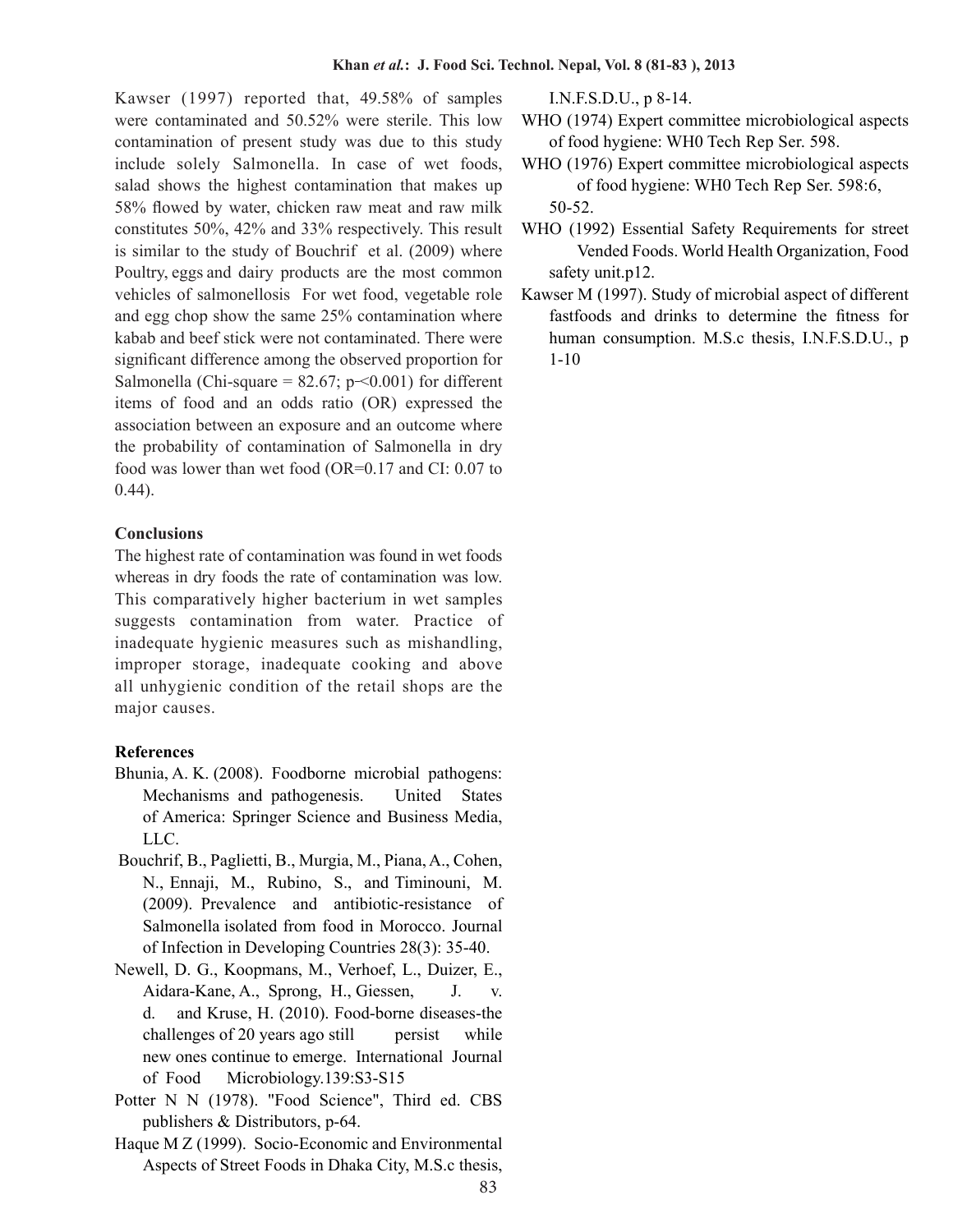Kawser (1997) reported that, 49.58% of samples were contaminated and 50.52% were sterile. This low contamination of present study was due to this study include solely Salmonella. In case of wet foods, salad shows the highest contamination that makes up 58% flowed by water, chicken raw meat and raw milk constitutes 50%, 42% and 33% respectively. This result is similar to the study of Bouchrif et al. (2009) where Poultry, eggs and dairy products are the most common vehicles of salmonellosis For wet food, vegetable role and egg chop show the same 25% contamination where kabab and beef stick were not contaminated. There were significant difference among the observed proportion for Salmonella (Chi-square = 82.67; p=<0.001) for different items of food and an odds ratio (OR) expressed the association between an exposure and an outcome where the probability of contamination of Salmonella in dry food was lower than wet food (OR=0.17 and CI: 0.07 to 0.44).

## Conclusions

The highest rate of contamination was found in wet foods whereas in dry foods the rate of contamination was low. This comparatively higher bacterium in wet samples suggests contamination from water. Practice of inadequate hygienic measures such as mishandling, improper storage, inadequate cooking and above all unhygienic condition of the retail shops are the major causes.

## References

Bhunia, A. K. (2008). Foodborne microbial pathogens: Mechanisms and pathogenesis. United States of America: Springer Science and Business Media, LLC.

Bouchrif, B., Paglietti, B., Murgia, M., Piana, A., Cohen, N., Ennaji, M., Rubino, S., and Timinouni, M. (2009). Prevalence and antibiotic-resistance of Salmonella isolated from food in Morocco. Journal of Infection in Developing Countries 28(3): 35-40.

Newell, D. G., Koopmans, M., Verhoef, L., Duizer, E., Aidara-Kane, A., Sprong, H., Giessen, J. v. d. and Kruse, H. (2010). Food-borne diseases-the challenges of 20 years ago still persist while new ones continue to emerge. International Journal of Food Microbiology.139:S3-S15

Potter N N (1978). "Food Science", Third ed. CBS publishers & Distributors, p-64.

Haque M Z (1999). Socio-Economic and Environmental Aspects of Street Foods in Dhaka City, M.S.c thesis, I.N.F.S.D.U., p 8-14.

WHO (1974) Expert committee microbiological aspects of food hygiene: WH0 Tech Rep Ser. 598.

WHO (1976) Expert committee microbiological aspects of food hygiene: WH0 Tech Rep Ser. 598:6, 50-52.

WHO (1992) Essential Safety Requirements for street Vended Foods. World Health Organization, Food safety unit.p12.

Kawser M (1997). Study of microbial aspect of different fastfoods and drinks to determine the fitness for human consumption. M.S.c thesis, I.N.F.S.D.U., p 1-10